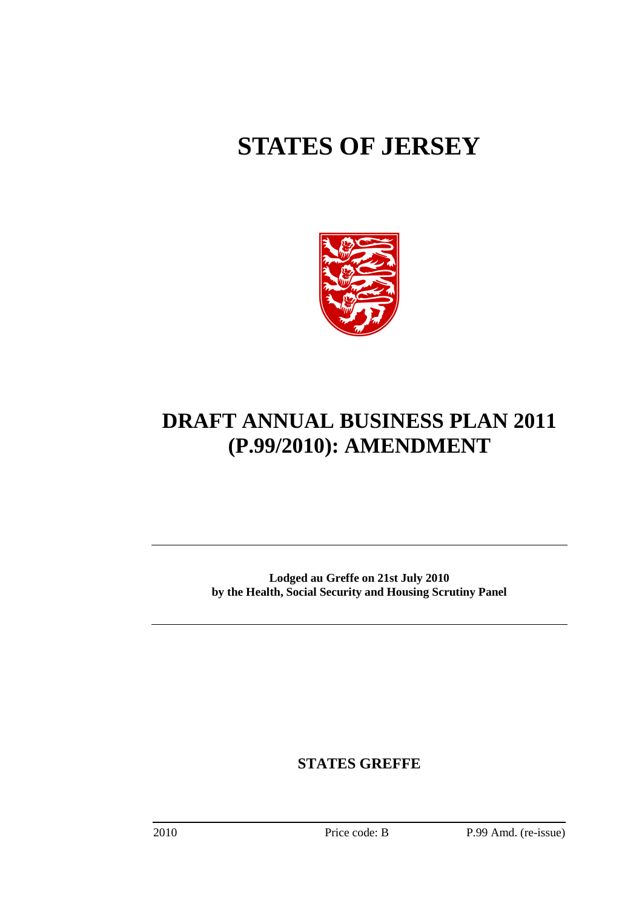# STATES OF JERSEY

# DRAFT ANNUAL BUSINESS PLAN 2011 (P.99/2010): AMENDMENT

**Lodged au Greffe on 21st July 2010 by the Health, Social Security and Housing Scrutiny Panel**

**STATES GREFFE**

2010 Price code: B P.99 Amd. (re-issue)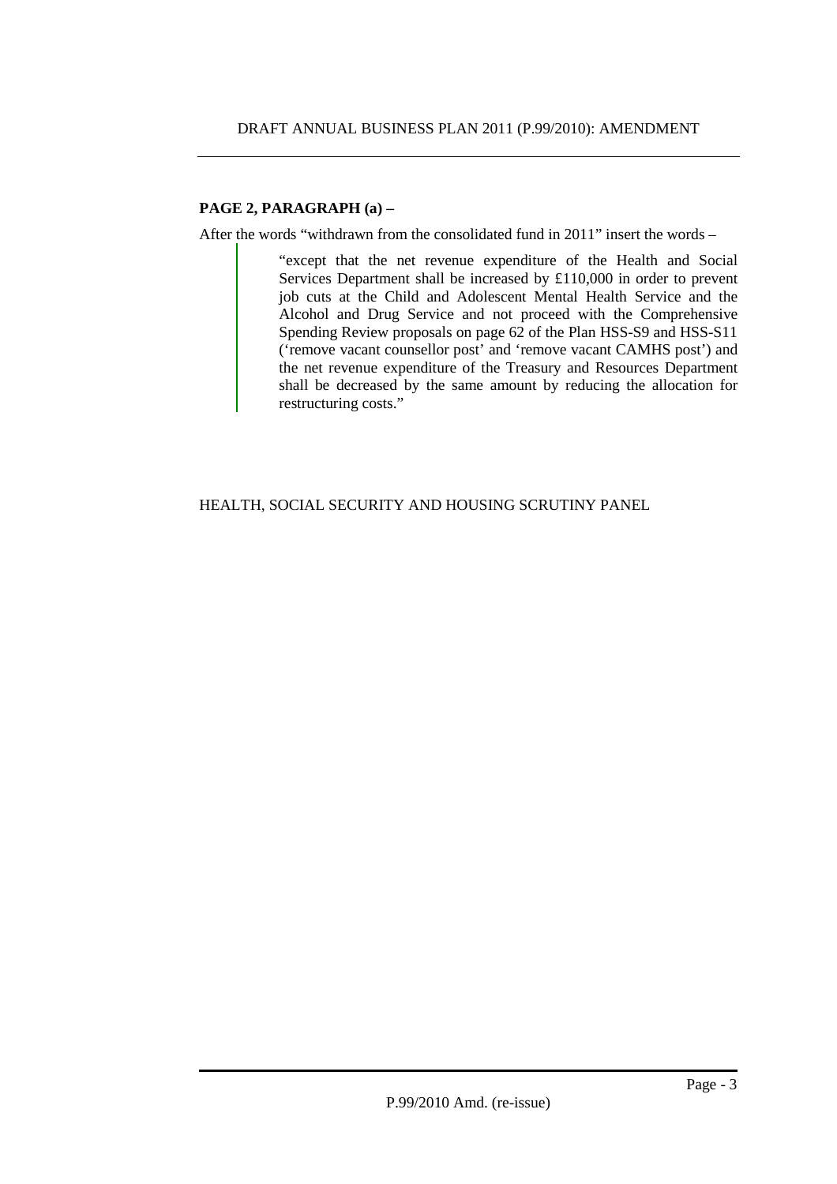# DRAFT ANNUAL BUSINESS PLAN 2011 (P.99/2010): AMENDMENT

**PAGE 2, PARAGRAPH (a) –**

After the words "withdrawn from the consolidated fund in 2011" insert the words –

> "except that the net revenue expenditure of the Health and Social Services Department shall be increased by £110,000 in order to prevent job cuts at the Child and Adolescent Mental Health Service and the Alcohol and Drug Service and not proceed with the Comprehensive Spending Review proposals on page 62 of the Plan HSS-S9 and HSS-S11 ('remove vacant counsellor post' and 'remove vacant CAMHS post') and the net revenue expenditure of the Treasury and Resources Department shall be decreased by the same amount by reducing the allocation for restructuring costs."

HEALTH, SOCIAL SECURITY AND HOUSING SCRUTINY PANEL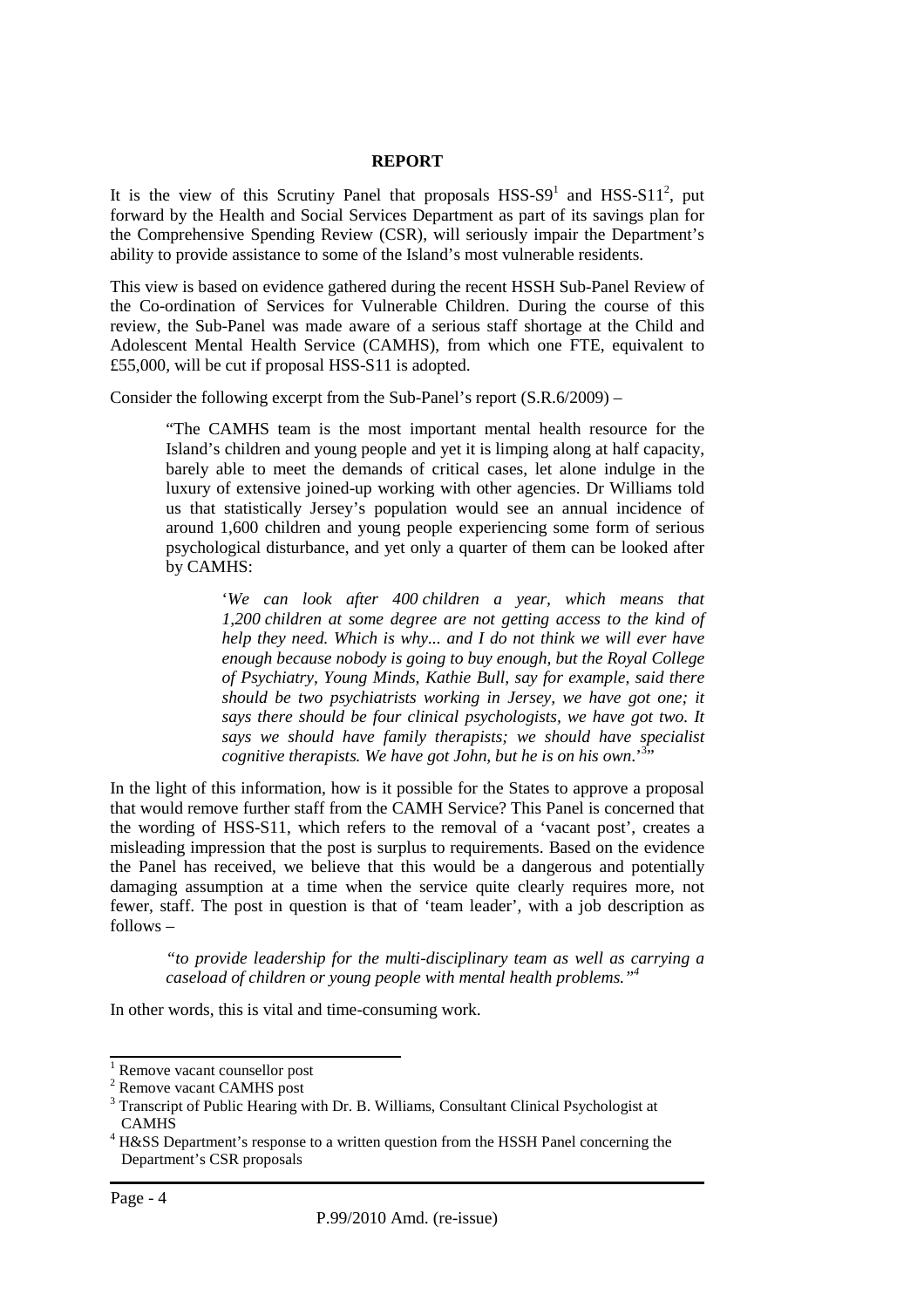**REPORT**

It is the view of this Scrutiny Panel that proposals HSS-S9[1] and HSS-S11[2], put forward by the Health and Social Services Department as part of its savings plan for the Comprehensive Spending Review (CSR), will seriously impair the Department's ability to provide assistance to some of the Island's most vulnerable residents.

This view is based on evidence gathered during the recent HSSH Sub-Panel Review of the Co-ordination of Services for Vulnerable Children. During the course of this review, the Sub-Panel was made aware of a serious staff shortage at the Child and Adolescent Mental Health Service (CAMHS), from which one FTE, equivalent to £55,000, will be cut if proposal HSS-S11 is adopted.

Consider the following excerpt from the Sub-Panel's report (S.R.6/2009) –

> "The CAMHS team is the most important mental health resource for the Island's children and young people and yet it is limping along at half capacity, barely able to meet the demands of critical cases, let alone indulge in the luxury of extensive joined-up working with other agencies. Dr Williams told us that statistically Jersey's population would see an annual incidence of around 1,600 children and young people experiencing some form of serious psychological disturbance, and yet only a quarter of them can be looked after by CAMHS:
>
> > '*We can look after 400 children a year, which means that 1,200 children at some degree are not getting access to the kind of help they need. Which is why... and I do not think we will ever have enough because nobody is going to buy enough, but the Royal College of Psychiatry, Young Minds, Kathie Bull, say for example, said there should be two psychiatrists working in Jersey, we have got one; it says there should be four clinical psychologists, we have got two. It says we should have family therapists; we should have specialist cognitive therapists. We have got John, but he is on his own.*'[3]"

In the light of this information, how is it possible for the States to approve a proposal that would remove further staff from the CAMH Service? This Panel is concerned that the wording of HSS-S11, which refers to the removal of a 'vacant post', creates a misleading impression that the post is surplus to requirements. Based on the evidence the Panel has received, we believe that this would be a dangerous and potentially damaging assumption at a time when the service quite clearly requires more, not fewer, staff. The post in question is that of 'team leader', with a job description as follows –

> *"to provide leadership for the multi-disciplinary team as well as carrying a caseload of children or young people with mental health problems."*[4]

In other words, this is vital and time-consuming work.

---

[1] Remove vacant counsellor post

[2] Remove vacant CAMHS post

[3] Transcript of Public Hearing with Dr. B. Williams, Consultant Clinical Psychologist at CAMHS

[4] H&SS Department's response to a written question from the HSSH Panel concerning the Department's CSR proposals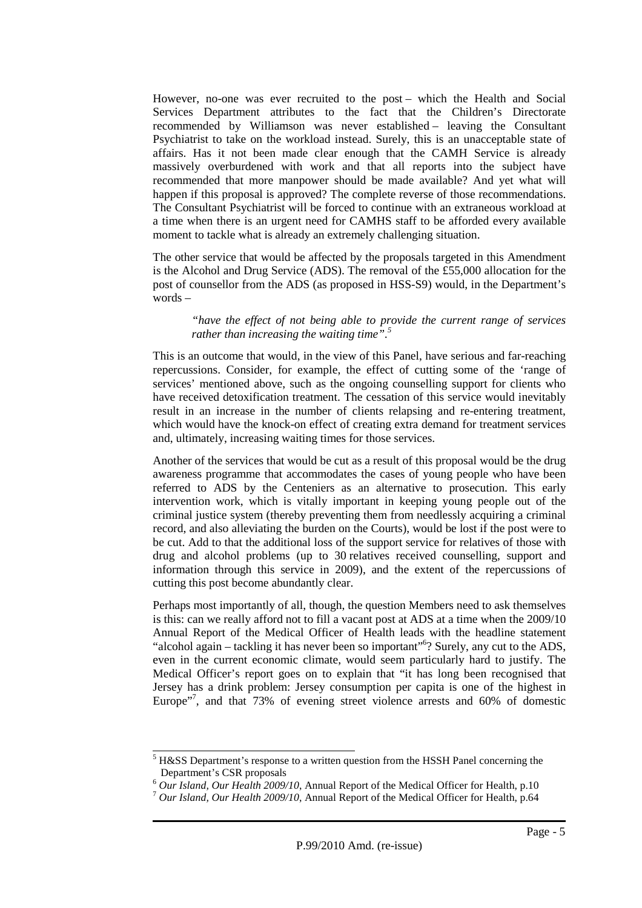However, no-one was ever recruited to the post – which the Health and Social Services Department attributes to the fact that the Children's Directorate recommended by Williamson was never established – leaving the Consultant Psychiatrist to take on the workload instead. Surely, this is an unacceptable state of affairs. Has it not been made clear enough that the CAMH Service is already massively overburdened with work and that all reports into the subject have recommended that more manpower should be made available? And yet what will happen if this proposal is approved? The complete reverse of those recommendations. The Consultant Psychiatrist will be forced to continue with an extraneous workload at a time when there is an urgent need for CAMHS staff to be afforded every available moment to tackle what is already an extremely challenging situation.

The other service that would be affected by the proposals targeted in this Amendment is the Alcohol and Drug Service (ADS). The removal of the £55,000 allocation for the post of counsellor from the ADS (as proposed in HSS-S9) would, in the Department's words –

> *"have the effect of not being able to provide the current range of services rather than increasing the waiting time".*[5]

This is an outcome that would, in the view of this Panel, have serious and far-reaching repercussions. Consider, for example, the effect of cutting some of the 'range of services' mentioned above, such as the ongoing counselling support for clients who have received detoxification treatment. The cessation of this service would inevitably result in an increase in the number of clients relapsing and re-entering treatment, which would have the knock-on effect of creating extra demand for treatment services and, ultimately, increasing waiting times for those services.

Another of the services that would be cut as a result of this proposal would be the drug awareness programme that accommodates the cases of young people who have been referred to ADS by the Centeniers as an alternative to prosecution. This early intervention work, which is vitally important in keeping young people out of the criminal justice system (thereby preventing them from needlessly acquiring a criminal record, and also alleviating the burden on the Courts), would be lost if the post were to be cut. Add to that the additional loss of the support service for relatives of those with drug and alcohol problems (up to 30 relatives received counselling, support and information through this service in 2009), and the extent of the repercussions of cutting this post become abundantly clear.

Perhaps most importantly of all, though, the question Members need to ask themselves is this: can we really afford not to fill a vacant post at ADS at a time when the 2009/10 Annual Report of the Medical Officer of Health leads with the headline statement "alcohol again – tackling it has never been so important"[6]? Surely, any cut to the ADS, even in the current economic climate, would seem particularly hard to justify. The Medical Officer's report goes on to explain that "it has long been recognised that Jersey has a drink problem: Jersey consumption per capita is one of the highest in Europe"[7], and that 73% of evening street violence arrests and 60% of domestic

---

[5] H&SS Department's response to a written question from the HSSH Panel concerning the Department's CSR proposals

[6] *Our Island, Our Health 2009/10*, Annual Report of the Medical Officer for Health, p.10

[7] *Our Island, Our Health 2009/10*, Annual Report of the Medical Officer for Health, p.64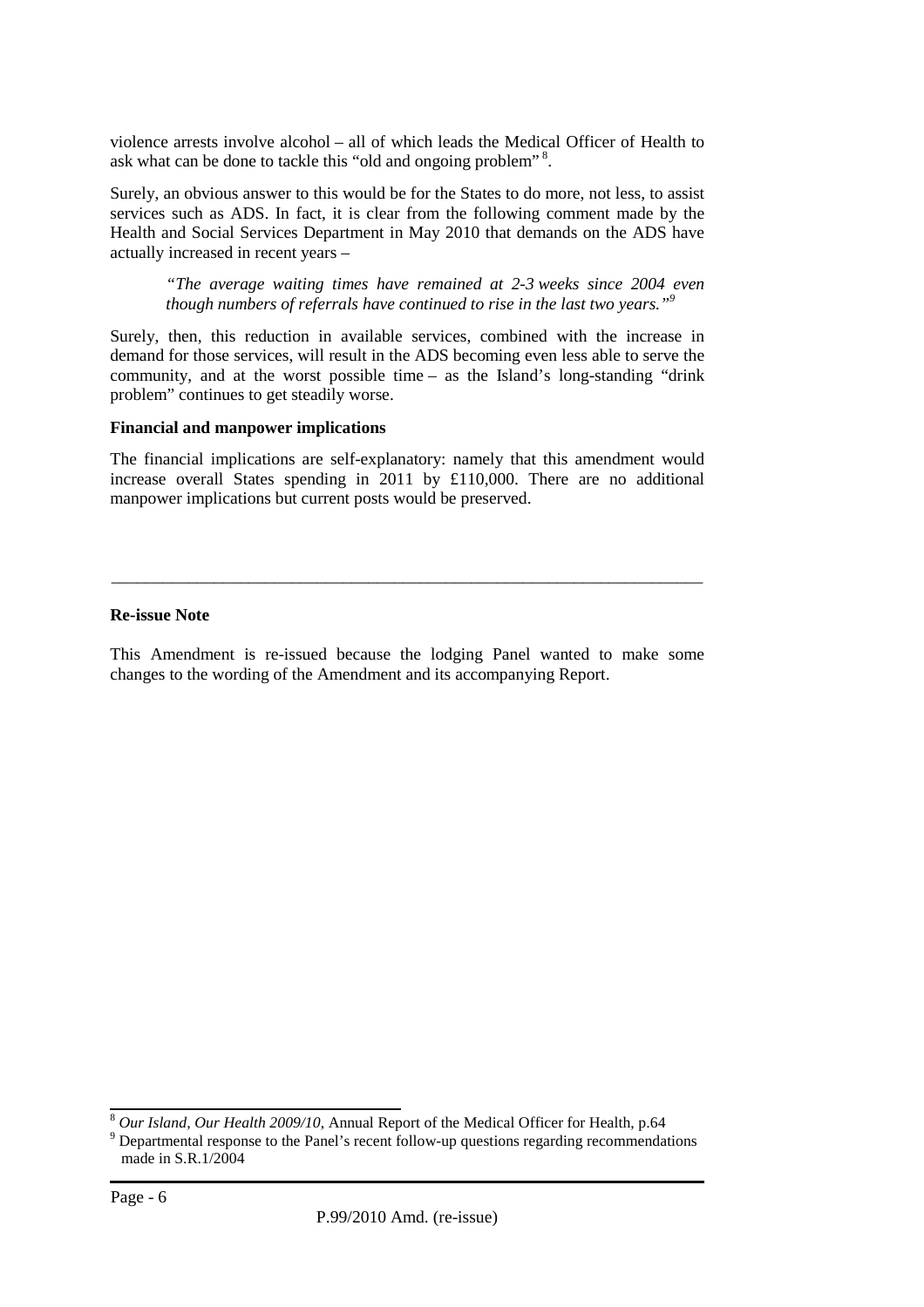violence arrests involve alcohol – all of which leads the Medical Officer of Health to ask what can be done to tackle this "old and ongoing problem" [8].

Surely, an obvious answer to this would be for the States to do more, not less, to assist services such as ADS. In fact, it is clear from the following comment made by the Health and Social Services Department in May 2010 that demands on the ADS have actually increased in recent years –

> *"The average waiting times have remained at 2-3 weeks since 2004 even though numbers of referrals have continued to rise in the last two years."* [9]

Surely, then, this reduction in available services, combined with the increase in demand for those services, will result in the ADS becoming even less able to serve the community, and at the worst possible time – as the Island's long-standing "drink problem" continues to get steadily worse.

**Financial and manpower implications**

The financial implications are self-explanatory: namely that this amendment would increase overall States spending in 2011 by £110,000. There are no additional manpower implications but current posts would be preserved.

---

**Re-issue Note**

This Amendment is re-issued because the lodging Panel wanted to make some changes to the wording of the Amendment and its accompanying Report.

---

[8] *Our Island, Our Health 2009/10*, Annual Report of the Medical Officer for Health, p.64

[9] Departmental response to the Panel's recent follow-up questions regarding recommendations made in S.R.1/2004